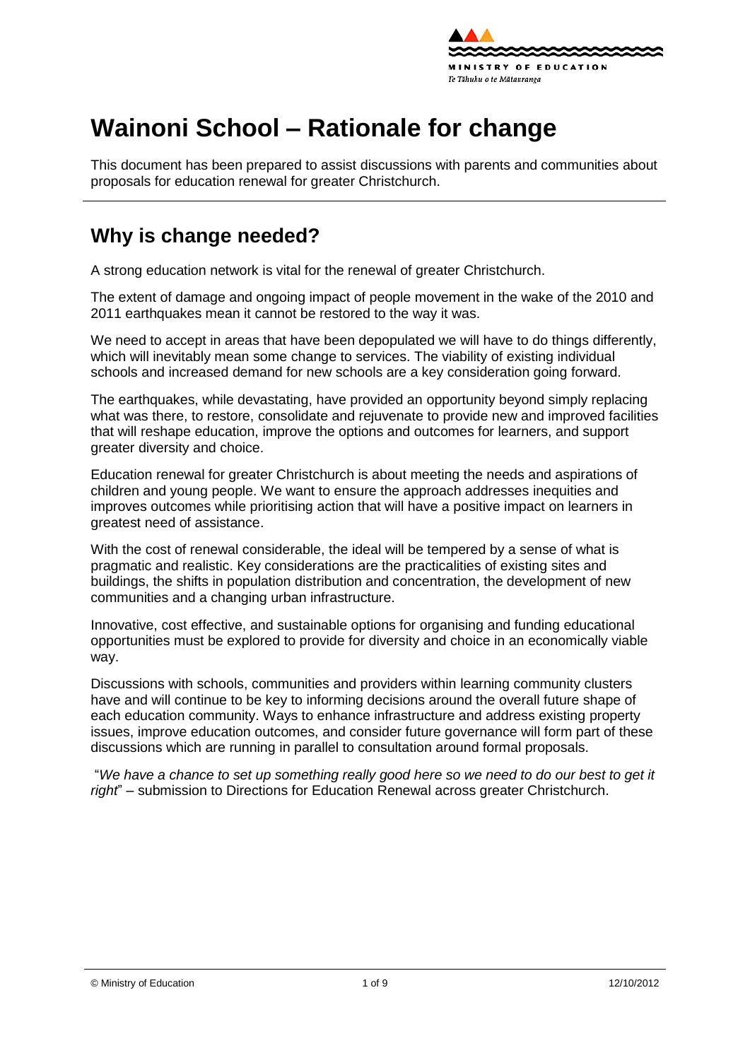# Wainoni School – Rationale for change

This document has been prepared to assist discussions with parents and communities about proposals for education renewal for greater Christchurch.

## Why is change needed?

A strong education network is vital for the renewal of greater Christchurch.

The extent of damage and ongoing impact of people movement in the wake of the 2010 and 2011 earthquakes mean it cannot be restored to the way it was.

We need to accept in areas that have been depopulated we will have to do things differently, which will inevitably mean some change to services. The viability of existing individual schools and increased demand for new schools are a key consideration going forward.

The earthquakes, while devastating, have provided an opportunity beyond simply replacing what was there, to restore, consolidate and rejuvenate to provide new and improved facilities that will reshape education, improve the options and outcomes for learners, and support greater diversity and choice.

Education renewal for greater Christchurch is about meeting the needs and aspirations of children and young people. We want to ensure the approach addresses inequities and improves outcomes while prioritising action that will have a positive impact on learners in greatest need of assistance.

With the cost of renewal considerable, the ideal will be tempered by a sense of what is pragmatic and realistic. Key considerations are the practicalities of existing sites and buildings, the shifts in population distribution and concentration, the development of new communities and a changing urban infrastructure.

Innovative, cost effective, and sustainable options for organising and funding educational opportunities must be explored to provide for diversity and choice in an economically viable way.

Discussions with schools, communities and providers within learning community clusters have and will continue to be key to informing decisions around the overall future shape of each education community. Ways to enhance infrastructure and address existing property issues, improve education outcomes, and consider future governance will form part of these discussions which are running in parallel to consultation around formal proposals.

"*We have a chance to set up something really good here so we need to do our best to get it right*" – submission to Directions for Education Renewal across greater Christchurch.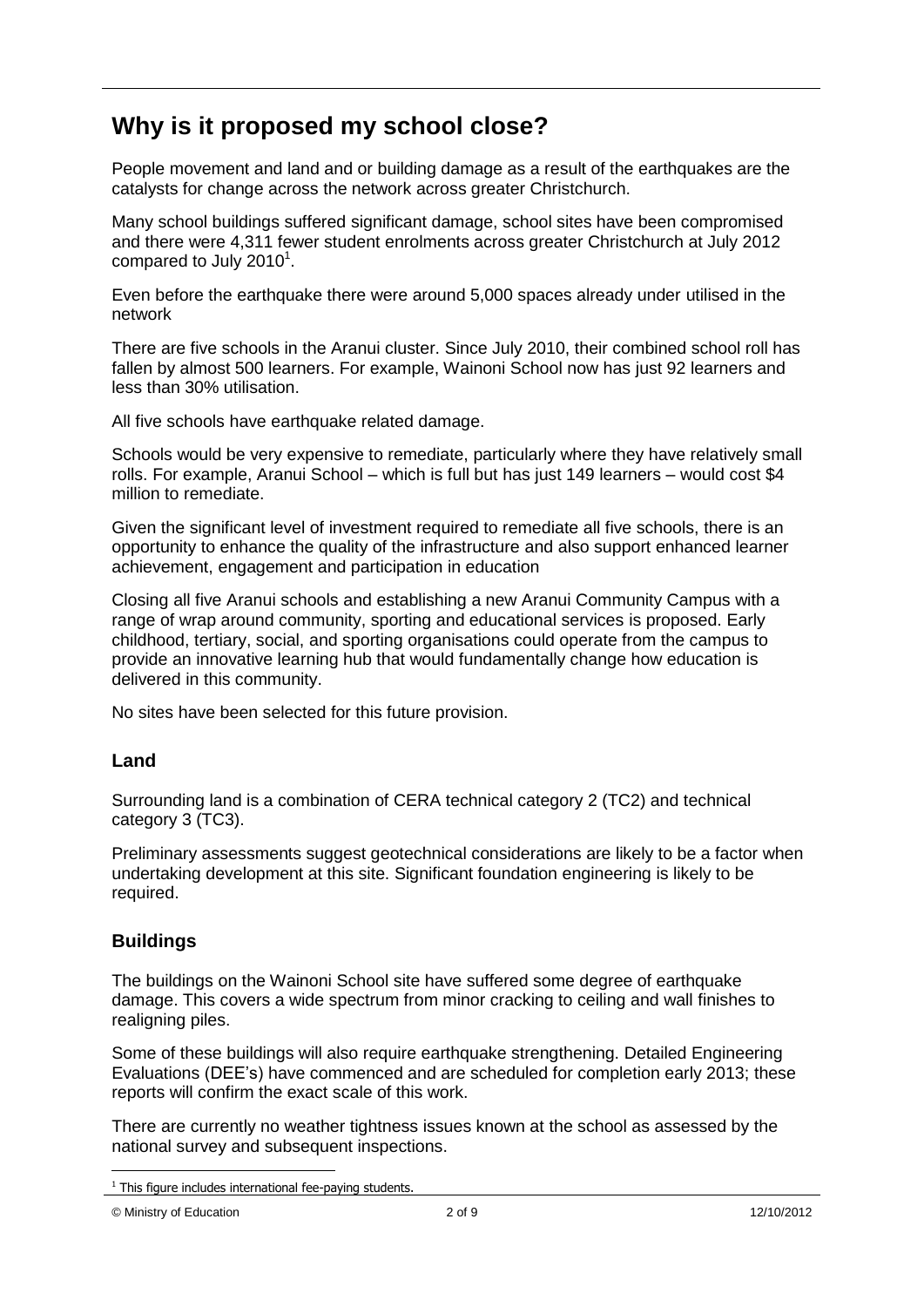# Why is it proposed my school close?

People movement and land and or building damage as a result of the earthquakes are the catalysts for change across the network across greater Christchurch.

Many school buildings suffered significant damage, school sites have been compromised and there were 4,311 fewer student enrolments across greater Christchurch at July 2012 compared to July 2010[1].

Even before the earthquake there were around 5,000 spaces already under utilised in the network

There are five schools in the Aranui cluster. Since July 2010, their combined school roll has fallen by almost 500 learners. For example, Wainoni School now has just 92 learners and less than 30% utilisation.

All five schools have earthquake related damage.

Schools would be very expensive to remediate, particularly where they have relatively small rolls. For example, Aranui School – which is full but has just 149 learners – would cost $4 million to remediate.

Given the significant level of investment required to remediate all five schools, there is an opportunity to enhance the quality of the infrastructure and also support enhanced learner achievement, engagement and participation in education

Closing all five Aranui schools and establishing a new Aranui Community Campus with a range of wrap around community, sporting and educational services is proposed. Early childhood, tertiary, social, and sporting organisations could operate from the campus to provide an innovative learning hub that would fundamentally change how education is delivered in this community.

No sites have been selected for this future provision.

## Land

Surrounding land is a combination of CERA technical category 2 (TC2) and technical category 3 (TC3).

Preliminary assessments suggest geotechnical considerations are likely to be a factor when undertaking development at this site. Significant foundation engineering is likely to be required.

## Buildings

The buildings on the Wainoni School site have suffered some degree of earthquake damage. This covers a wide spectrum from minor cracking to ceiling and wall finishes to realigning piles.

Some of these buildings will also require earthquake strengthening. Detailed Engineering Evaluations (DEE's) have commenced and are scheduled for completion early 2013; these reports will confirm the exact scale of this work.

There are currently no weather tightness issues known at the school as assessed by the national survey and subsequent inspections.

[1] This figure includes international fee-paying students.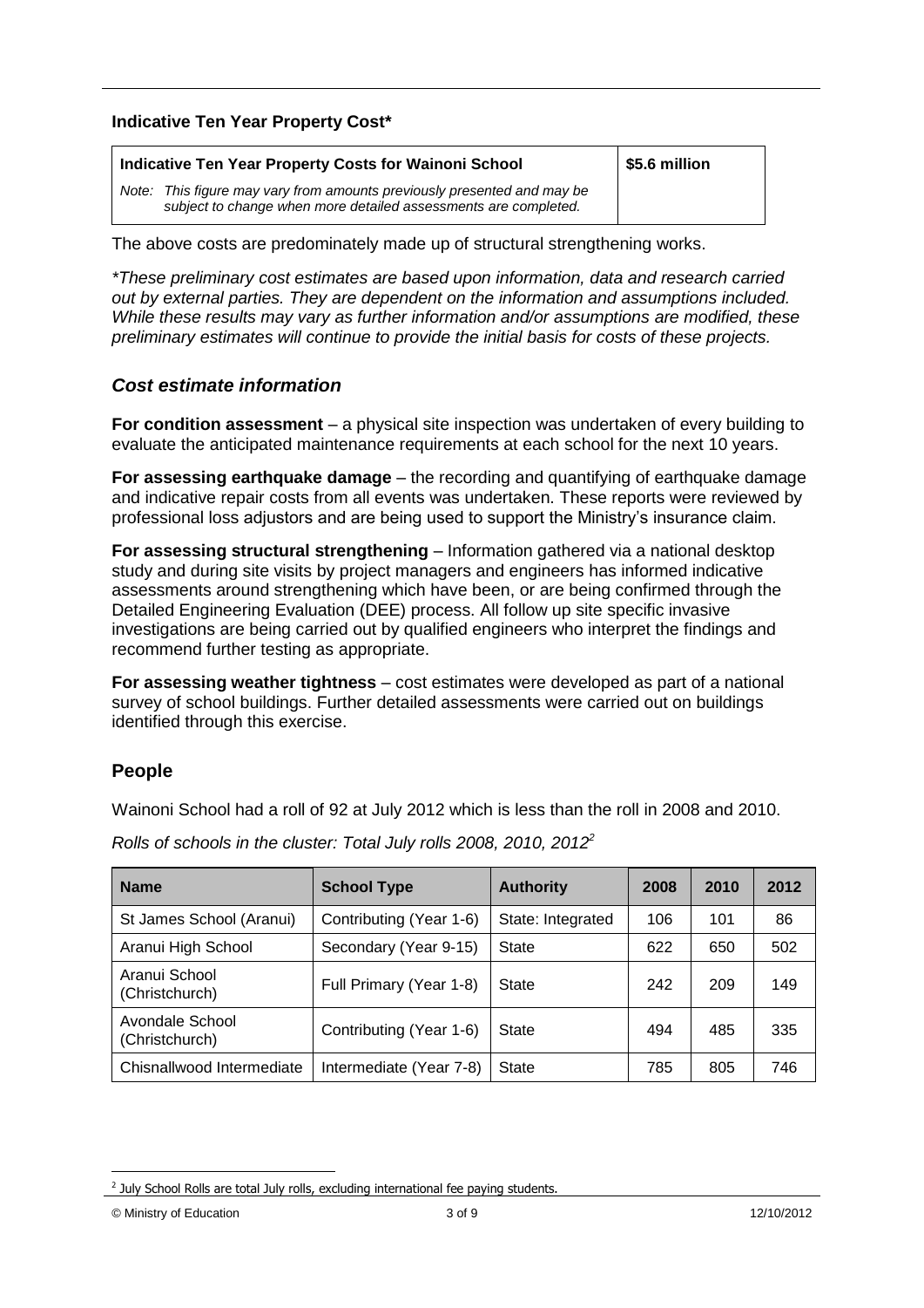**Indicative Ten Year Property Cost***

| Indicative Ten Year Property Costs for Wainoni School | $5.6 million |
| --- | --- |
| *Note: This figure may vary from amounts previously presented and may be subject to change when more detailed assessments are completed.* | |

The above costs are predominately made up of structural strengthening works.

**These preliminary cost estimates are based upon information, data and research carried out by external parties. They are dependent on the information and assumptions included. While these results may vary as further information and/or assumptions are modified, these preliminary estimates will continue to provide the initial basis for costs of these projects.*

### *Cost estimate information*

**For condition assessment** – a physical site inspection was undertaken of every building to evaluate the anticipated maintenance requirements at each school for the next 10 years.

**For assessing earthquake damage** – the recording and quantifying of earthquake damage and indicative repair costs from all events was undertaken. These reports were reviewed by professional loss adjustors and are being used to support the Ministry's insurance claim.

**For assessing structural strengthening** – Information gathered via a national desktop study and during site visits by project managers and engineers has informed indicative assessments around strengthening which have been, or are being confirmed through the Detailed Engineering Evaluation (DEE) process. All follow up site specific invasive investigations are being carried out by qualified engineers who interpret the findings and recommend further testing as appropriate.

**For assessing weather tightness** – cost estimates were developed as part of a national survey of school buildings. Further detailed assessments were carried out on buildings identified through this exercise.

## People

Wainoni School had a roll of 92 at July 2012 which is less than the roll in 2008 and 2010.

*Rolls of schools in the cluster: Total July rolls 2008, 2010, 2012*[2]

| Name | School Type | Authority | 2008 | 2010 | 2012 |
| --- | --- | --- | --- | --- | --- |
| St James School (Aranui) | Contributing (Year 1-6) | State: Integrated | 106 | 101 | 86 |
| Aranui High School | Secondary (Year 9-15) | State | 622 | 650 | 502 |
| Aranui School (Christchurch) | Full Primary (Year 1-8) | State | 242 | 209 | 149 |
| Avondale School (Christchurch) | Contributing (Year 1-6) | State | 494 | 485 | 335 |
| Chisnallwood Intermediate | Intermediate (Year 7-8) | State | 785 | 805 | 746 |

[2] July School Rolls are total July rolls, excluding international fee paying students.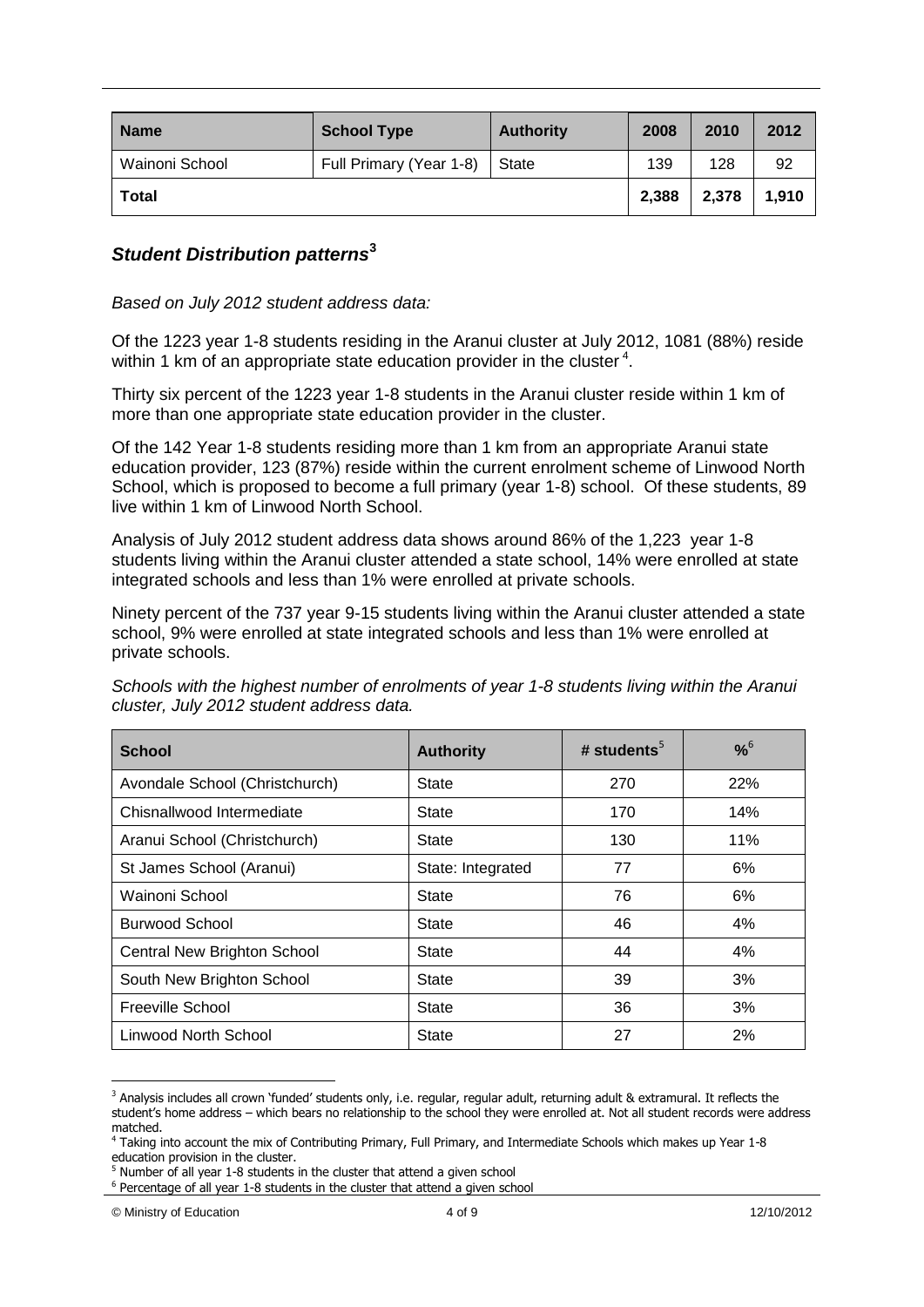| Name | School Type | Authority | 2008 | 2010 | 2012 |
|---|---|---|---|---|---|
| Wainoni School | Full Primary (Year 1-8) | State | 139 | 128 | 92 |
| **Total** | | | **2,388** | **2,378** | **1,910** |

## *Student Distribution patterns*[3]

*Based on July 2012 student address data:*

Of the 1223 year 1-8 students residing in the Aranui cluster at July 2012, 1081 (88%) reside within 1 km of an appropriate state education provider in the cluster[4].

Thirty six percent of the 1223 year 1-8 students in the Aranui cluster reside within 1 km of more than one appropriate state education provider in the cluster.

Of the 142 Year 1-8 students residing more than 1 km from an appropriate Aranui state education provider, 123 (87%) reside within the current enrolment scheme of Linwood North School, which is proposed to become a full primary (year 1-8) school. Of these students, 89 live within 1 km of Linwood North School.

Analysis of July 2012 student address data shows around 86% of the 1,223 year 1-8 students living within the Aranui cluster attended a state school, 14% were enrolled at state integrated schools and less than 1% were enrolled at private schools.

Ninety percent of the 737 year 9-15 students living within the Aranui cluster attended a state school, 9% were enrolled at state integrated schools and less than 1% were enrolled at private schools.

*Schools with the highest number of enrolments of year 1-8 students living within the Aranui cluster, July 2012 student address data.*

| School | Authority | # students[5] | %[6] |
|---|---|---|---|
| Avondale School (Christchurch) | State | 270 | 22% |
| Chisnallwood Intermediate | State | 170 | 14% |
| Aranui School (Christchurch) | State | 130 | 11% |
| St James School (Aranui) | State: Integrated | 77 | 6% |
| Wainoni School | State | 76 | 6% |
| Burwood School | State | 46 | 4% |
| Central New Brighton School | State | 44 | 4% |
| South New Brighton School | State | 39 | 3% |
| Freeville School | State | 36 | 3% |
| Linwood North School | State | 27 | 2% |

[3] Analysis includes all crown 'funded' students only, i.e. regular, regular adult, returning adult & extramural. It reflects the student's home address – which bears no relationship to the school they were enrolled at. Not all student records were address matched.

[4] Taking into account the mix of Contributing Primary, Full Primary, and Intermediate Schools which makes up Year 1-8 education provision in the cluster.

[5] Number of all year 1-8 students in the cluster that attend a given school

[6] Percentage of all year 1-8 students in the cluster that attend a given school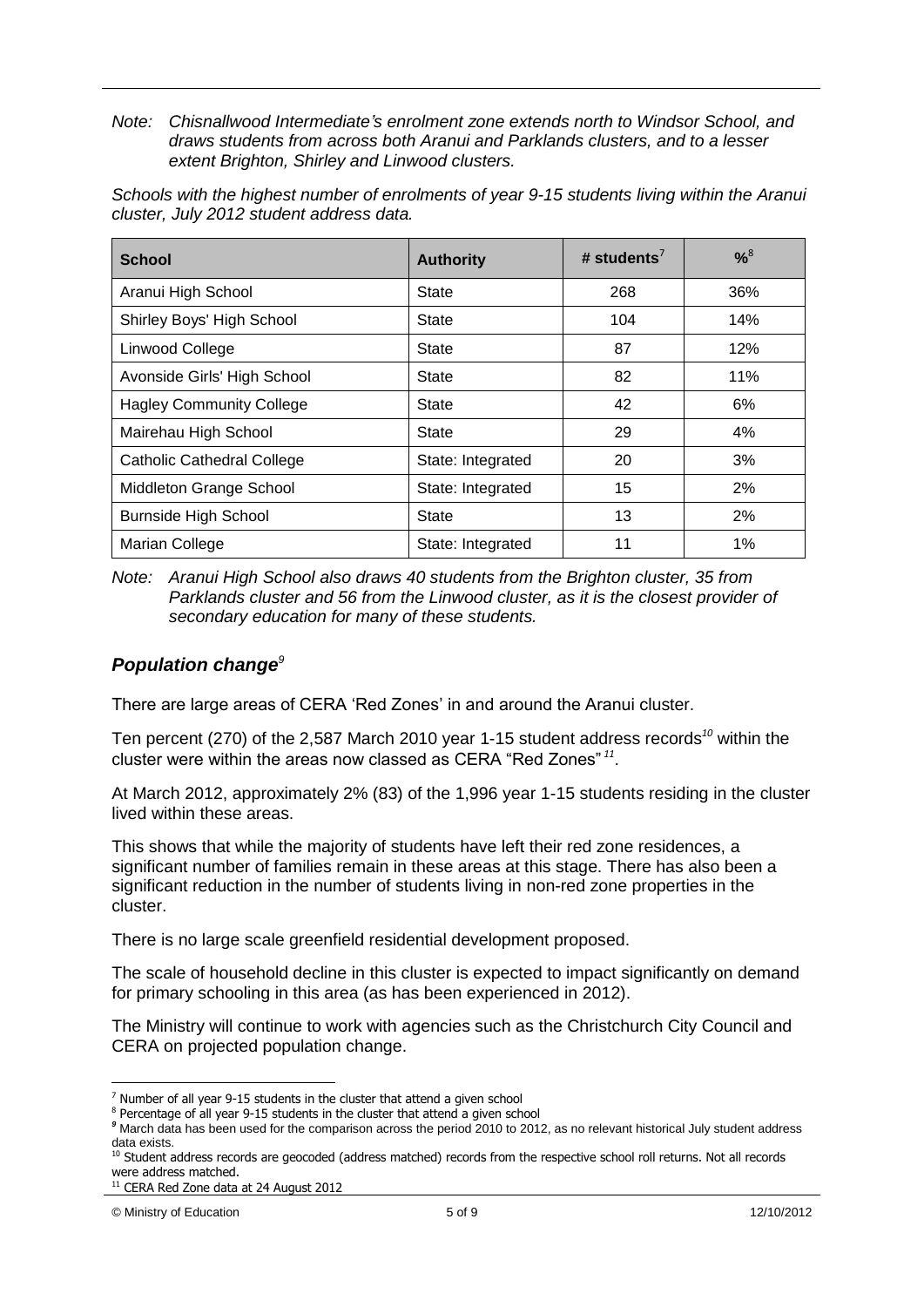*Note: Chisnallwood Intermediate's enrolment zone extends north to Windsor School, and draws students from across both Aranui and Parklands clusters, and to a lesser extent Brighton, Shirley and Linwood clusters.*

*Schools with the highest number of enrolments of year 9-15 students living within the Aranui cluster, July 2012 student address data.*

| School | Authority | # students[7] | %[8] |
|---|---|---|---|
| Aranui High School | State | 268 | 36% |
| Shirley Boys' High School | State | 104 | 14% |
| Linwood College | State | 87 | 12% |
| Avonside Girls' High School | State | 82 | 11% |
| Hagley Community College | State | 42 | 6% |
| Mairehau High School | State | 29 | 4% |
| Catholic Cathedral College | State: Integrated | 20 | 3% |
| Middleton Grange School | State: Integrated | 15 | 2% |
| Burnside High School | State | 13 | 2% |
| Marian College | State: Integrated | 11 | 1% |

*Note: Aranui High School also draws 40 students from the Brighton cluster, 35 from Parklands cluster and 56 from the Linwood cluster, as it is the closest provider of secondary education for many of these students.*

## *Population change[9]*

There are large areas of CERA 'Red Zones' in and around the Aranui cluster.

Ten percent (270) of the 2,587 March 2010 year 1-15 student address records[10] within the cluster were within the areas now classed as CERA "Red Zones"[11].

At March 2012, approximately 2% (83) of the 1,996 year 1-15 students residing in the cluster lived within these areas.

This shows that while the majority of students have left their red zone residences, a significant number of families remain in these areas at this stage. There has also been a significant reduction in the number of students living in non-red zone properties in the cluster.

There is no large scale greenfield residential development proposed.

The scale of household decline in this cluster is expected to impact significantly on demand for primary schooling in this area (as has been experienced in 2012).

The Ministry will continue to work with agencies such as the Christchurch City Council and CERA on projected population change.

[7] Number of all year 9-15 students in the cluster that attend a given school

[8] Percentage of all year 9-15 students in the cluster that attend a given school

[9] March data has been used for the comparison across the period 2010 to 2012, as no relevant historical July student address data exists.

[10] Student address records are geocoded (address matched) records from the respective school roll returns. Not all records were address matched.

[11] CERA Red Zone data at 24 August 2012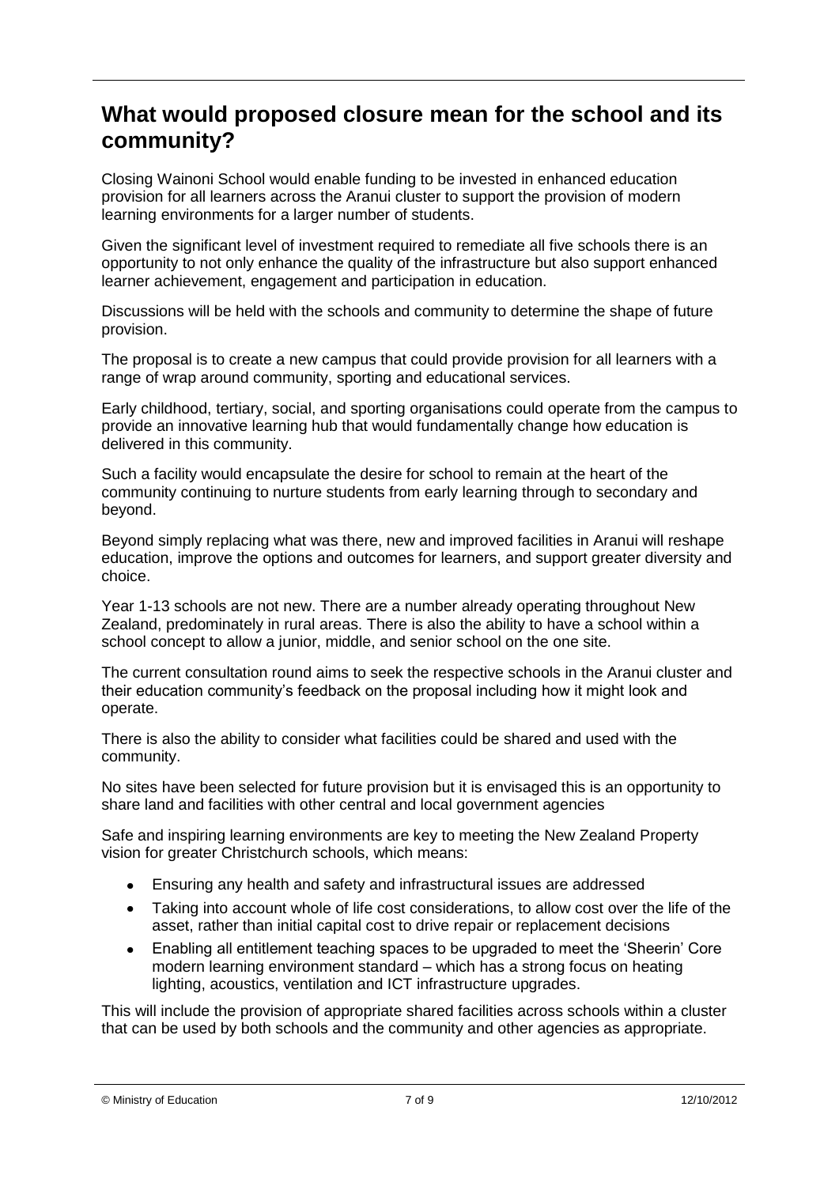## What would proposed closure mean for the school and its community?

Closing Wainoni School would enable funding to be invested in enhanced education provision for all learners across the Aranui cluster to support the provision of modern learning environments for a larger number of students.

Given the significant level of investment required to remediate all five schools there is an opportunity to not only enhance the quality of the infrastructure but also support enhanced learner achievement, engagement and participation in education.

Discussions will be held with the schools and community to determine the shape of future provision.

The proposal is to create a new campus that could provide provision for all learners with a range of wrap around community, sporting and educational services.

Early childhood, tertiary, social, and sporting organisations could operate from the campus to provide an innovative learning hub that would fundamentally change how education is delivered in this community.

Such a facility would encapsulate the desire for school to remain at the heart of the community continuing to nurture students from early learning through to secondary and beyond.

Beyond simply replacing what was there, new and improved facilities in Aranui will reshape education, improve the options and outcomes for learners, and support greater diversity and choice.

Year 1-13 schools are not new. There are a number already operating throughout New Zealand, predominately in rural areas. There is also the ability to have a school within a school concept to allow a junior, middle, and senior school on the one site.

The current consultation round aims to seek the respective schools in the Aranui cluster and their education community's feedback on the proposal including how it might look and operate.

There is also the ability to consider what facilities could be shared and used with the community.

No sites have been selected for future provision but it is envisaged this is an opportunity to share land and facilities with other central and local government agencies

Safe and inspiring learning environments are key to meeting the New Zealand Property vision for greater Christchurch schools, which means:

- Ensuring any health and safety and infrastructural issues are addressed
- Taking into account whole of life cost considerations, to allow cost over the life of the asset, rather than initial capital cost to drive repair or replacement decisions
- Enabling all entitlement teaching spaces to be upgraded to meet the 'Sheerin' Core modern learning environment standard – which has a strong focus on heating lighting, acoustics, ventilation and ICT infrastructure upgrades.

This will include the provision of appropriate shared facilities across schools within a cluster that can be used by both schools and the community and other agencies as appropriate.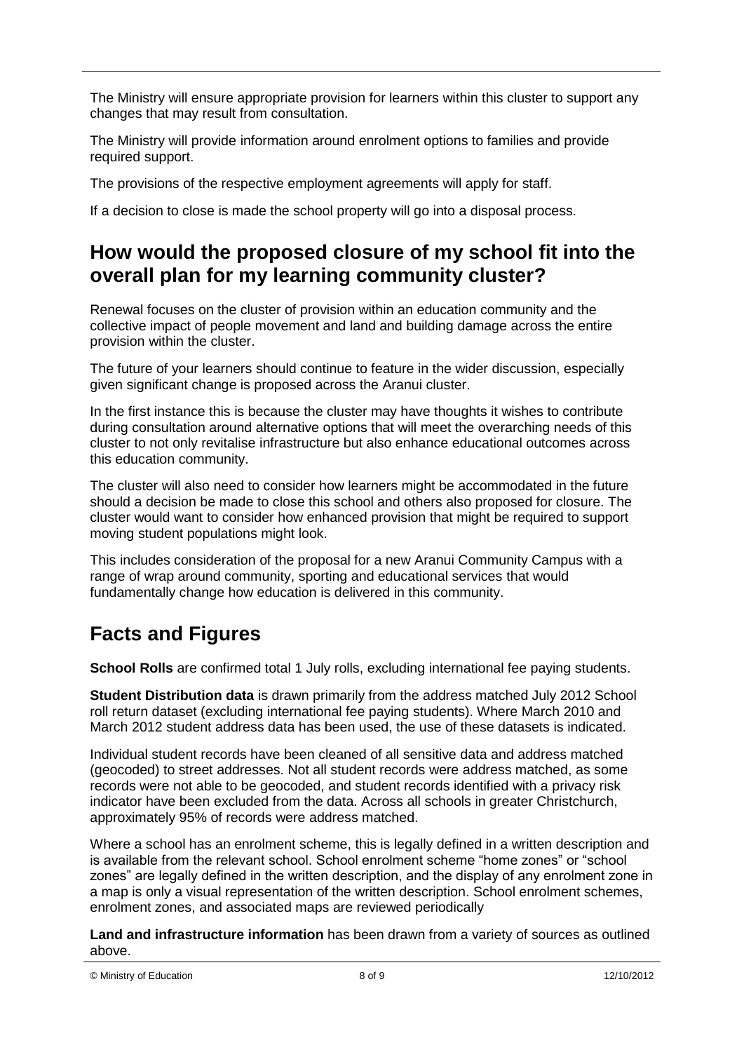The Ministry will ensure appropriate provision for learners within this cluster to support any changes that may result from consultation.

The Ministry will provide information around enrolment options to families and provide required support.

The provisions of the respective employment agreements will apply for staff.

If a decision to close is made the school property will go into a disposal process.

## How would the proposed closure of my school fit into the overall plan for my learning community cluster?

Renewal focuses on the cluster of provision within an education community and the collective impact of people movement and land and building damage across the entire provision within the cluster.

The future of your learners should continue to feature in the wider discussion, especially given significant change is proposed across the Aranui cluster.

In the first instance this is because the cluster may have thoughts it wishes to contribute during consultation around alternative options that will meet the overarching needs of this cluster to not only revitalise infrastructure but also enhance educational outcomes across this education community.

The cluster will also need to consider how learners might be accommodated in the future should a decision be made to close this school and others also proposed for closure. The cluster would want to consider how enhanced provision that might be required to support moving student populations might look.

This includes consideration of the proposal for a new Aranui Community Campus with a range of wrap around community, sporting and educational services that would fundamentally change how education is delivered in this community.

## Facts and Figures

**School Rolls** are confirmed total 1 July rolls, excluding international fee paying students.

**Student Distribution data** is drawn primarily from the address matched July 2012 School roll return dataset (excluding international fee paying students). Where March 2010 and March 2012 student address data has been used, the use of these datasets is indicated.

Individual student records have been cleaned of all sensitive data and address matched (geocoded) to street addresses. Not all student records were address matched, as some records were not able to be geocoded, and student records identified with a privacy risk indicator have been excluded from the data. Across all schools in greater Christchurch, approximately 95% of records were address matched.

Where a school has an enrolment scheme, this is legally defined in a written description and is available from the relevant school. School enrolment scheme "home zones" or "school zones" are legally defined in the written description, and the display of any enrolment zone in a map is only a visual representation of the written description. School enrolment schemes, enrolment zones, and associated maps are reviewed periodically

**Land and infrastructure information** has been drawn from a variety of sources as outlined above.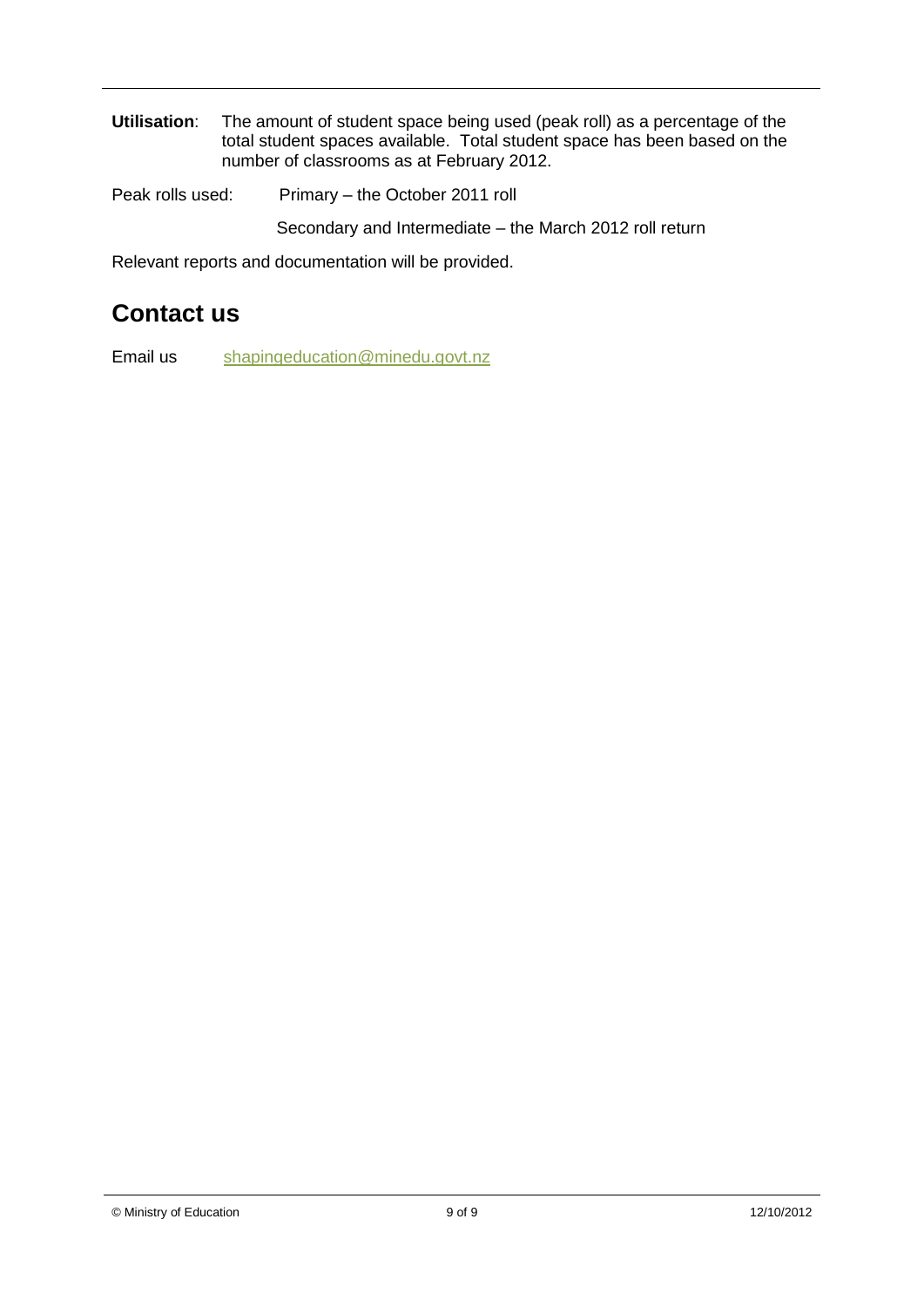**Utilisation**: The amount of student space being used (peak roll) as a percentage of the total student spaces available. Total student space has been based on the number of classrooms as at February 2012.

Peak rolls used: Primary – the October 2011 roll

Secondary and Intermediate – the March 2012 roll return

Relevant reports and documentation will be provided.

## Contact us

Email us shapingeducation@minedu.govt.nz